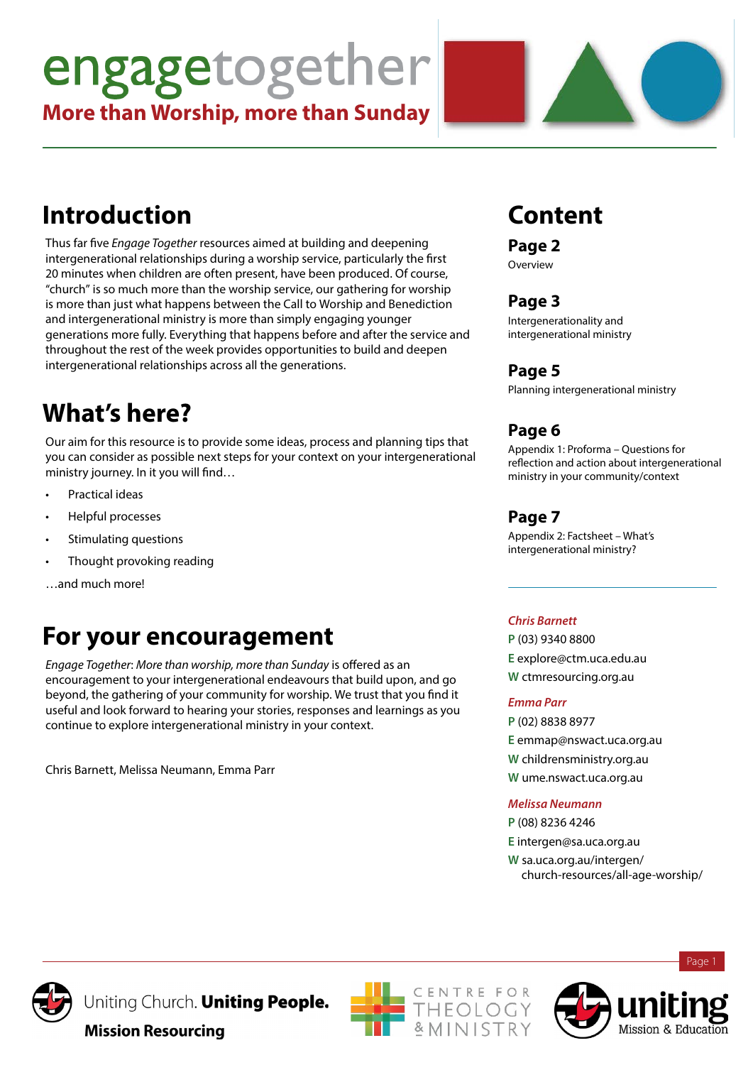# engagetogether

**More than Worship, more than Sunday**

## Introduction

Thus far five *Engage Together* resources aimed at building and deepening intergenerational relationships during a worship service, particularly the first 20 minutes when children are often present, have been produced. Of course, "church" is so much more than the worship service, our gathering for worship is more than just what happens between the Call to Worship and Benediction and intergenerational ministry is more than simply engaging younger generations more fully. Everything that happens before and after the service and throughout the rest of the week provides opportunities to build and deepen intergenerational relationships across all the generations.

## What's here?

Our aim for this resource is to provide some ideas, process and planning tips that you can consider as possible next steps for your context on your intergenerational ministry journey. In it you will find…

- Practical ideas
- Helpful processes
- Stimulating questions
- Thought provoking reading

…and much more!

## For your encouragement

*Engage Together*: *More than worship, more than Sunday* is offered as an encouragement to your intergenerational endeavours that build upon, and go beyond, the gathering of your community for worship. We trust that you find it useful and look forward to hearing your stories, responses and learnings as you continue to explore intergenerational ministry in your context.

Chris Barnett, Melissa Neumann, Emma Parr

## Content

**Page 2**
Overview

**Page 3**
Intergenerationality and intergenerational ministry

**Page 5**
Planning intergenerational ministry

**Page 6**
Appendix 1: Proforma – Questions for reflection and action about intergenerational ministry in your community/context

**Page 7**
Appendix 2: Factsheet – What's intergenerational ministry?

*Chris Barnett*
P (03) 9340 8800
E explore@ctm.uca.edu.au
W ctmresourcing.org.au

*Emma Parr*
P (02) 8838 8977
E emmap@nswact.uca.org.au
W childrensministry.org.au
W ume.nswact.uca.org.au

*Melissa Neumann*
P (08) 8236 4246
E intergen@sa.uca.org.au
W sa.uca.org.au/intergen/church-resources/all-age-worship/

Uniting Church. **Uniting People.** **Mission Resourcing**

CENTRE FOR THEOLOGY & MINISTRY

**uniting** Mission & Education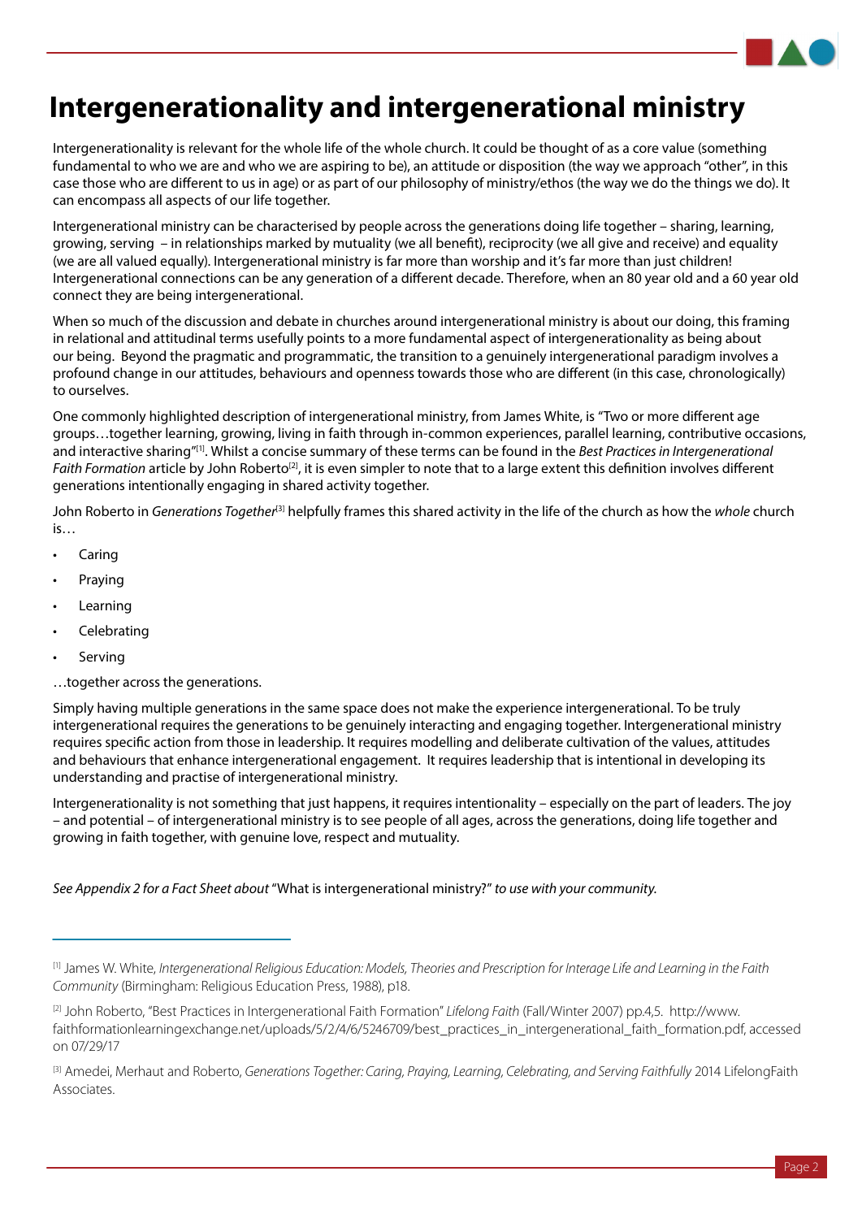# Intergenerationality and intergenerational ministry

Intergenerationality is relevant for the whole life of the whole church. It could be thought of as a core value (something fundamental to who we are and who we are aspiring to be), an attitude or disposition (the way we approach "other", in this case those who are different to us in age) or as part of our philosophy of ministry/ethos (the way we do the things we do). It can encompass all aspects of our life together.

Intergenerational ministry can be characterised by people across the generations doing life together – sharing, learning, growing, serving – in relationships marked by mutuality (we all benefit), reciprocity (we all give and receive) and equality (we are all valued equally). Intergenerational ministry is far more than worship and it's far more than just children! Intergenerational connections can be any generation of a different decade. Therefore, when an 80 year old and a 60 year old connect they are being intergenerational.

When so much of the discussion and debate in churches around intergenerational ministry is about our doing, this framing in relational and attitudinal terms usefully points to a more fundamental aspect of intergenerationality as being about our being. Beyond the pragmatic and programmatic, the transition to a genuinely intergenerational paradigm involves a profound change in our attitudes, behaviours and openness towards those who are different (in this case, chronologically) to ourselves.

One commonly highlighted description of intergenerational ministry, from James White, is "Two or more different age groups…together learning, growing, living in faith through in-common experiences, parallel learning, contributive occasions, and interactive sharing"[1]. Whilst a concise summary of these terms can be found in the *Best Practices in Intergenerational Faith Formation* article by John Roberto[2], it is even simpler to note that to a large extent this definition involves different generations intentionally engaging in shared activity together.

John Roberto in *Generations Together*[3] helpfully frames this shared activity in the life of the church as how the *whole* church is…

- Caring
- Praying
- Learning
- Celebrating
- Serving

…together across the generations.

Simply having multiple generations in the same space does not make the experience intergenerational. To be truly intergenerational requires the generations to be genuinely interacting and engaging together. Intergenerational ministry requires specific action from those in leadership. It requires modelling and deliberate cultivation of the values, attitudes and behaviours that enhance intergenerational engagement. It requires leadership that is intentional in developing its understanding and practise of intergenerational ministry.

Intergenerationality is not something that just happens, it requires intentionality – especially on the part of leaders. The joy – and potential – of intergenerational ministry is to see people of all ages, across the generations, doing life together and growing in faith together, with genuine love, respect and mutuality.

*See Appendix 2 for a Fact Sheet about* "What is intergenerational ministry?" *to use with your community.*

---

[1] James W. White, *Intergenerational Religious Education: Models, Theories and Prescription for Interage Life and Learning in the Faith Community* (Birmingham: Religious Education Press, 1988), p18.

[2] John Roberto, "Best Practices in Intergenerational Faith Formation" *Lifelong Faith* (Fall/Winter 2007) pp.4,5. http://www.faithformationlearningexchange.net/uploads/5/2/4/6/5246709/best_practices_in_intergenerational_faith_formation.pdf, accessed on 07/29/17

[3] Amedei, Merhaut and Roberto, *Generations Together: Caring, Praying, Learning, Celebrating, and Serving Faithfully* 2014 LifelongFaith Associates.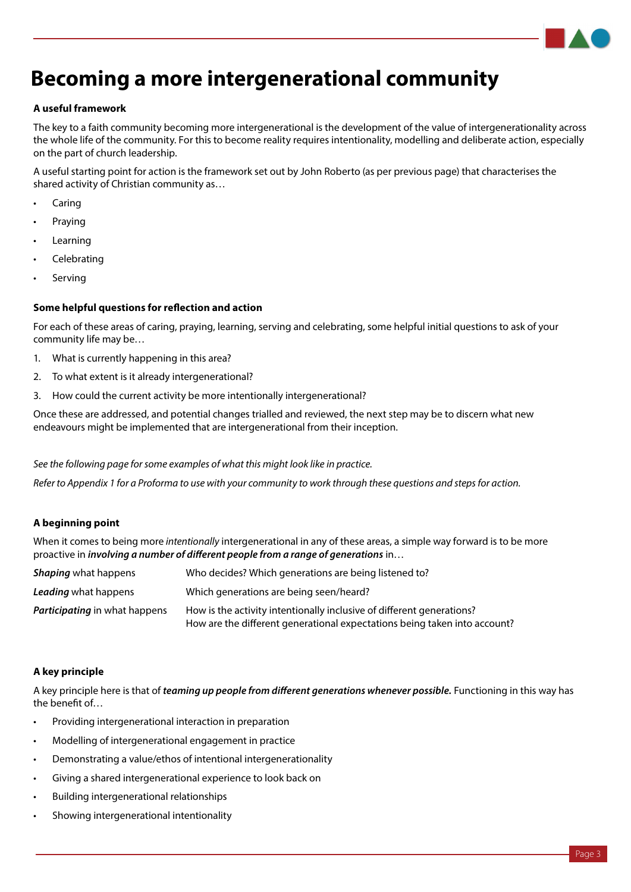# Becoming a more intergenerational community

### A useful framework

The key to a faith community becoming more intergenerational is the development of the value of intergenerationality across the whole life of the community. For this to become reality requires intentionality, modelling and deliberate action, especially on the part of church leadership.

A useful starting point for action is the framework set out by John Roberto (as per previous page) that characterises the shared activity of Christian community as…

- Caring
- Praying
- Learning
- Celebrating
- Serving

### Some helpful questions for reflection and action

For each of these areas of caring, praying, learning, serving and celebrating, some helpful initial questions to ask of your community life may be…

1. What is currently happening in this area?
2. To what extent is it already intergenerational?
3. How could the current activity be more intentionally intergenerational?

Once these are addressed, and potential changes trialled and reviewed, the next step may be to discern what new endeavours might be implemented that are intergenerational from their inception.

*See the following page for some examples of what this might look like in practice.*

*Refer to Appendix 1 for a Proforma to use with your community to work through these questions and steps for action.*

### A beginning point

When it comes to being more *intentionally* intergenerational in any of these areas, a simple way forward is to be more proactive in ***involving a number of different people from a range of generations*** in…

| | |
|---|---|
| ***Shaping*** what happens | Who decides? Which generations are being listened to? |
| ***Leading*** what happens | Which generations are being seen/heard? |
| ***Participating*** in what happens | How is the activity intentionally inclusive of different generations?<br>How are the different generational expectations being taken into account? |

### A key principle

A key principle here is that of ***teaming up people from different generations whenever possible.*** Functioning in this way has the benefit of…

- Providing intergenerational interaction in preparation
- Modelling of intergenerational engagement in practice
- Demonstrating a value/ethos of intentional intergenerationality
- Giving a shared intergenerational experience to look back on
- Building intergenerational relationships
- Showing intergenerational intentionality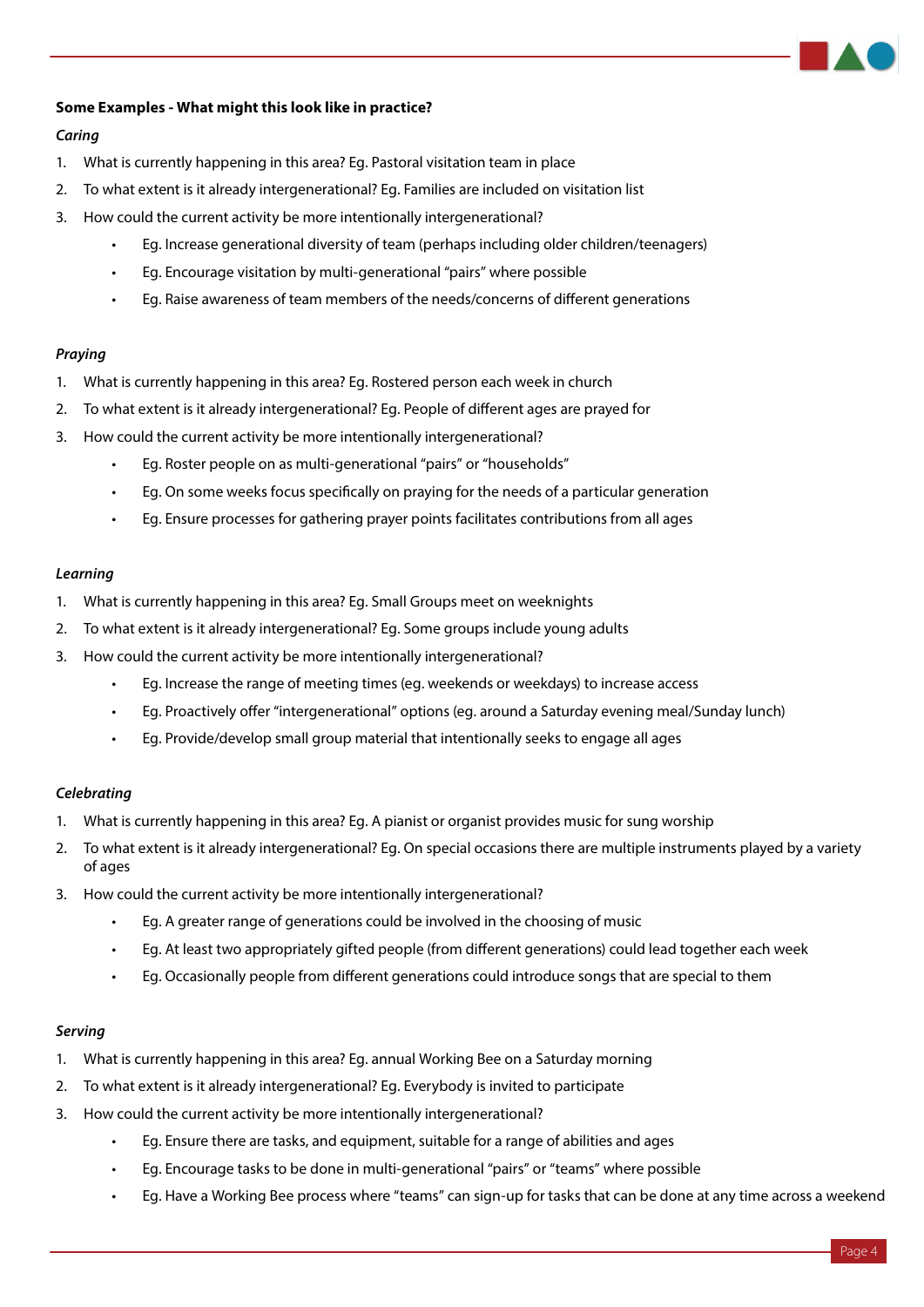**Some Examples - What might this look like in practice?**

***Caring***

1. What is currently happening in this area? Eg. Pastoral visitation team in place
2. To what extent is it already intergenerational? Eg. Families are included on visitation list
3. How could the current activity be more intentionally intergenerational?
   - Eg. Increase generational diversity of team (perhaps including older children/teenagers)
   - Eg. Encourage visitation by multi-generational "pairs" where possible
   - Eg. Raise awareness of team members of the needs/concerns of different generations

***Praying***

1. What is currently happening in this area? Eg. Rostered person each week in church
2. To what extent is it already intergenerational? Eg. People of different ages are prayed for
3. How could the current activity be more intentionally intergenerational?
   - Eg. Roster people on as multi-generational "pairs" or "households"
   - Eg. On some weeks focus specifically on praying for the needs of a particular generation
   - Eg. Ensure processes for gathering prayer points facilitates contributions from all ages

***Learning***

1. What is currently happening in this area? Eg. Small Groups meet on weeknights
2. To what extent is it already intergenerational? Eg. Some groups include young adults
3. How could the current activity be more intentionally intergenerational?
   - Eg. Increase the range of meeting times (eg. weekends or weekdays) to increase access
   - Eg. Proactively offer "intergenerational" options (eg. around a Saturday evening meal/Sunday lunch)
   - Eg. Provide/develop small group material that intentionally seeks to engage all ages

***Celebrating***

1. What is currently happening in this area? Eg. A pianist or organist provides music for sung worship
2. To what extent is it already intergenerational? Eg. On special occasions there are multiple instruments played by a variety of ages
3. How could the current activity be more intentionally intergenerational?
   - Eg. A greater range of generations could be involved in the choosing of music
   - Eg. At least two appropriately gifted people (from different generations) could lead together each week
   - Eg. Occasionally people from different generations could introduce songs that are special to them

***Serving***

1. What is currently happening in this area? Eg. annual Working Bee on a Saturday morning
2. To what extent is it already intergenerational? Eg. Everybody is invited to participate
3. How could the current activity be more intentionally intergenerational?
   - Eg. Ensure there are tasks, and equipment, suitable for a range of abilities and ages
   - Eg. Encourage tasks to be done in multi-generational "pairs" or "teams" where possible
   - Eg. Have a Working Bee process where "teams" can sign-up for tasks that can be done at any time across a weekend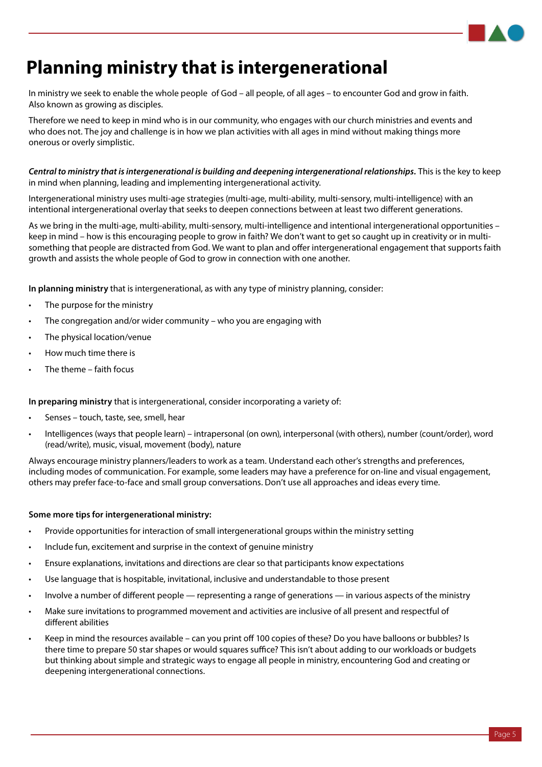# Planning ministry that is intergenerational

In ministry we seek to enable the whole people of God – all people, of all ages – to encounter God and grow in faith. Also known as growing as disciples.

Therefore we need to keep in mind who is in our community, who engages with our church ministries and events and who does not. The joy and challenge is in how we plan activities with all ages in mind without making things more onerous or overly simplistic.

***Central to ministry that is intergenerational is building and deepening intergenerational relationships.*** This is the key to keep in mind when planning, leading and implementing intergenerational activity.

Intergenerational ministry uses multi-age strategies (multi-age, multi-ability, multi-sensory, multi-intelligence) with an intentional intergenerational overlay that seeks to deepen connections between at least two different generations.

As we bring in the multi-age, multi-ability, multi-sensory, multi-intelligence and intentional intergenerational opportunities – keep in mind – how is this encouraging people to grow in faith? We don't want to get so caught up in creativity or in multi-something that people are distracted from God. We want to plan and offer intergenerational engagement that supports faith growth and assists the whole people of God to grow in connection with one another.

**In planning ministry** that is intergenerational, as with any type of ministry planning, consider:

- The purpose for the ministry
- The congregation and/or wider community – who you are engaging with
- The physical location/venue
- How much time there is
- The theme – faith focus

**In preparing ministry** that is intergenerational, consider incorporating a variety of:

- Senses – touch, taste, see, smell, hear
- Intelligences (ways that people learn) – intrapersonal (on own), interpersonal (with others), number (count/order), word (read/write), music, visual, movement (body), nature

Always encourage ministry planners/leaders to work as a team. Understand each other's strengths and preferences, including modes of communication. For example, some leaders may have a preference for on-line and visual engagement, others may prefer face-to-face and small group conversations. Don't use all approaches and ideas every time.

**Some more tips for intergenerational ministry:**

- Provide opportunities for interaction of small intergenerational groups within the ministry setting
- Include fun, excitement and surprise in the context of genuine ministry
- Ensure explanations, invitations and directions are clear so that participants know expectations
- Use language that is hospitable, invitational, inclusive and understandable to those present
- Involve a number of different people — representing a range of generations — in various aspects of the ministry
- Make sure invitations to programmed movement and activities are inclusive of all present and respectful of different abilities
- Keep in mind the resources available – can you print off 100 copies of these? Do you have balloons or bubbles? Is there time to prepare 50 star shapes or would squares suffice? This isn't about adding to our workloads or budgets but thinking about simple and strategic ways to engage all people in ministry, encountering God and creating or deepening intergenerational connections.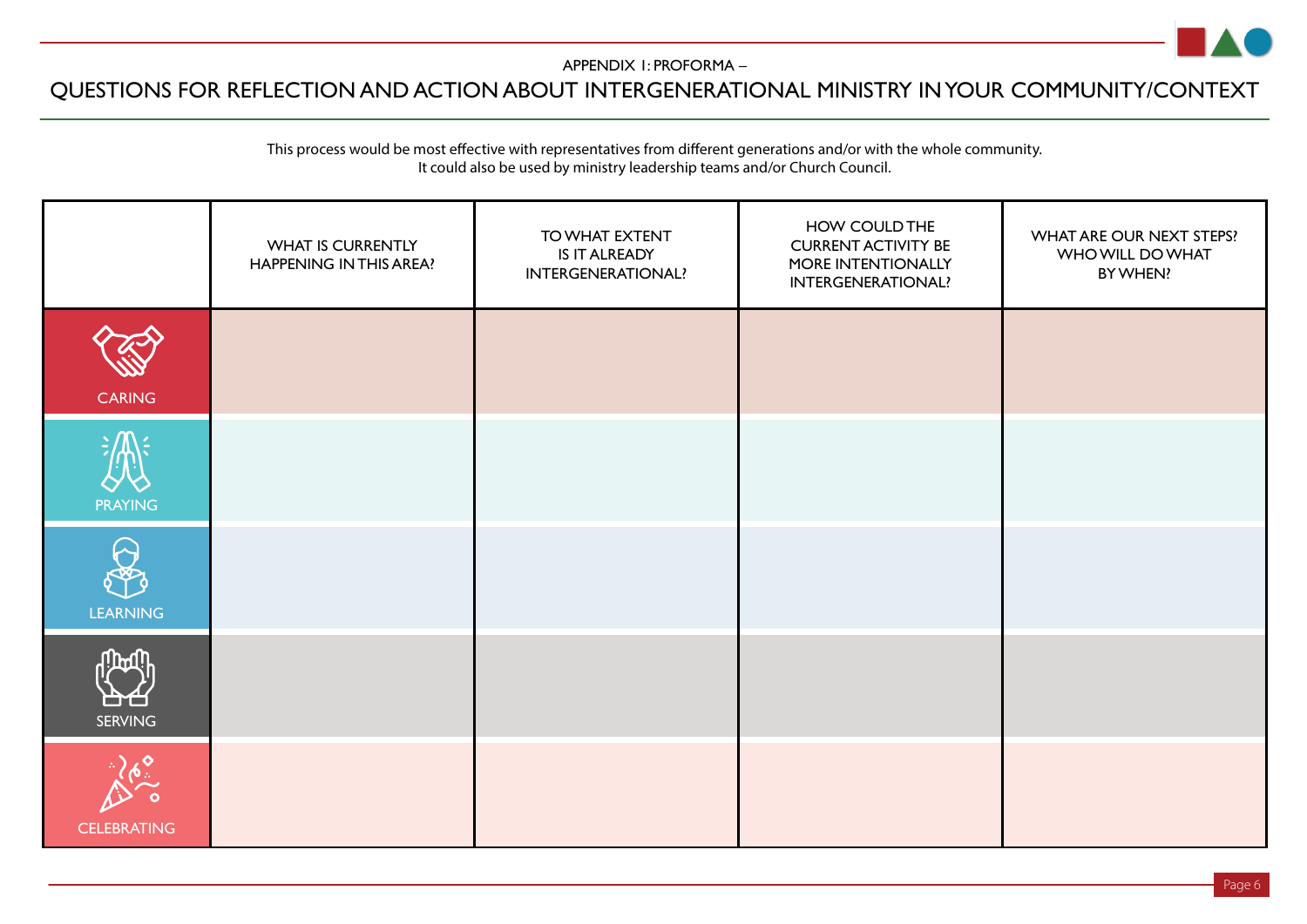APPENDIX 1: PROFORMA –

# QUESTIONS FOR REFLECTION AND ACTION ABOUT INTERGENERATIONAL MINISTRY IN YOUR COMMUNITY/CONTEXT

This process would be most effective with representatives from different generations and/or with the whole community.
It could also be used by ministry leadership teams and/or Church Council.

| | WHAT IS CURRENTLY HAPPENING IN THIS AREA? | TO WHAT EXTENT IS IT ALREADY INTERGENERATIONAL? | HOW COULD THE CURRENT ACTIVITY BE MORE INTENTIONALLY INTERGENERATIONAL? | WHAT ARE OUR NEXT STEPS? WHO WILL DO WHAT BY WHEN? |
|---|---|---|---|---|
| CARING | | | | |
| PRAYING | | | | |
| LEARNING | | | | |
| SERVING | | | | |
| CELEBRATING | | | | |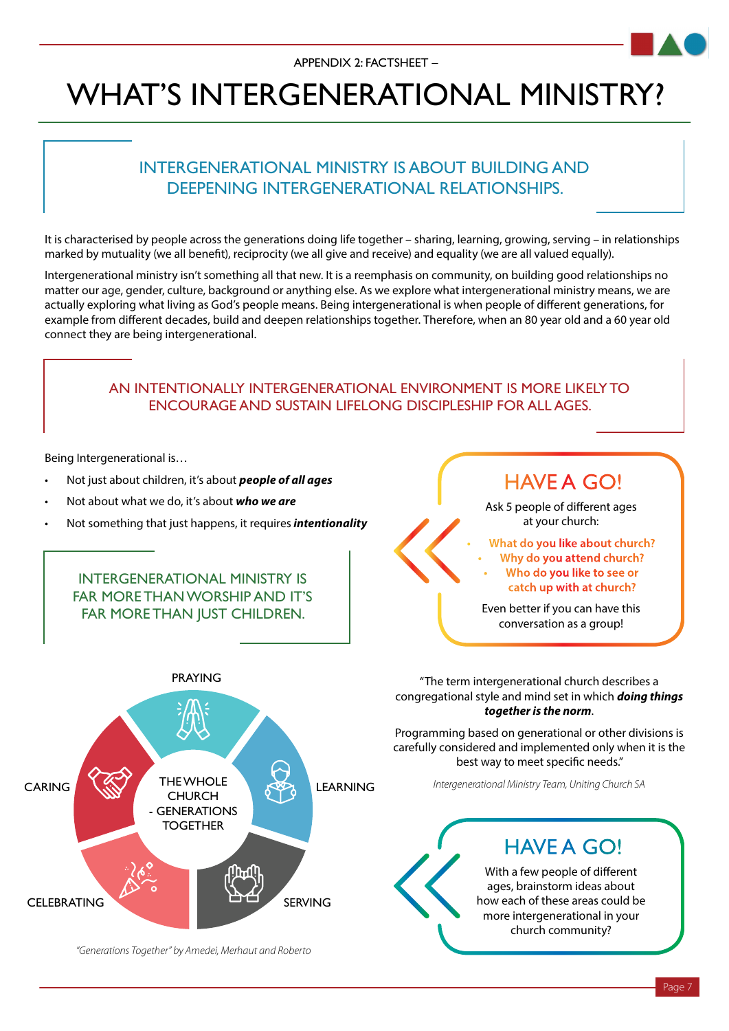APPENDIX 2: FACTSHEET –

# WHAT'S INTERGENERATIONAL MINISTRY?

## INTERGENERATIONAL MINISTRY IS ABOUT BUILDING AND DEEPENING INTERGENERATIONAL RELATIONSHIPS.

It is characterised by people across the generations doing life together – sharing, learning, growing, serving – in relationships marked by mutuality (we all benefit), reciprocity (we all give and receive) and equality (we are all valued equally).

Intergenerational ministry isn't something all that new. It is a reemphasis on community, on building good relationships no matter our age, gender, culture, background or anything else. As we explore what intergenerational ministry means, we are actually exploring what living as God's people means. Being intergenerational is when people of different generations, for example from different decades, build and deepen relationships together. Therefore, when an 80 year old and a 60 year old connect they are being intergenerational.

## AN INTENTIONALLY INTERGENERATIONAL ENVIRONMENT IS MORE LIKELY TO ENCOURAGE AND SUSTAIN LIFELONG DISCIPLESHIP FOR ALL AGES.

Being Intergenerational is…

- Not just about children, it's about ***people of all ages***
- Not about what we do, it's about ***who we are***
- Not something that just happens, it requires ***intentionality***

### INTERGENERATIONAL MINISTRY IS FAR MORE THAN WORSHIP AND IT'S FAR MORE THAN JUST CHILDREN.

### HAVE A GO!

Ask 5 people of different ages at your church:

- What do you like about church?
- Why do you attend church?
- Who do you like to see or catch up with at church?

Even better if you can have this conversation as a group!

PRAYING

LEARNING

SERVING

CELEBRATING

CARING

THE WHOLE CHURCH - GENERATIONS TOGETHER

*"Generations Together" by Amedei, Merhaut and Roberto*

"The term intergenerational church describes a congregational style and mind set in which ***doing things together is the norm***.

Programming based on generational or other divisions is carefully considered and implemented only when it is the best way to meet specific needs."

*Intergenerational Ministry Team, Uniting Church SA*

### HAVE A GO!

With a few people of different ages, brainstorm ideas about how each of these areas could be more intergenerational in your church community?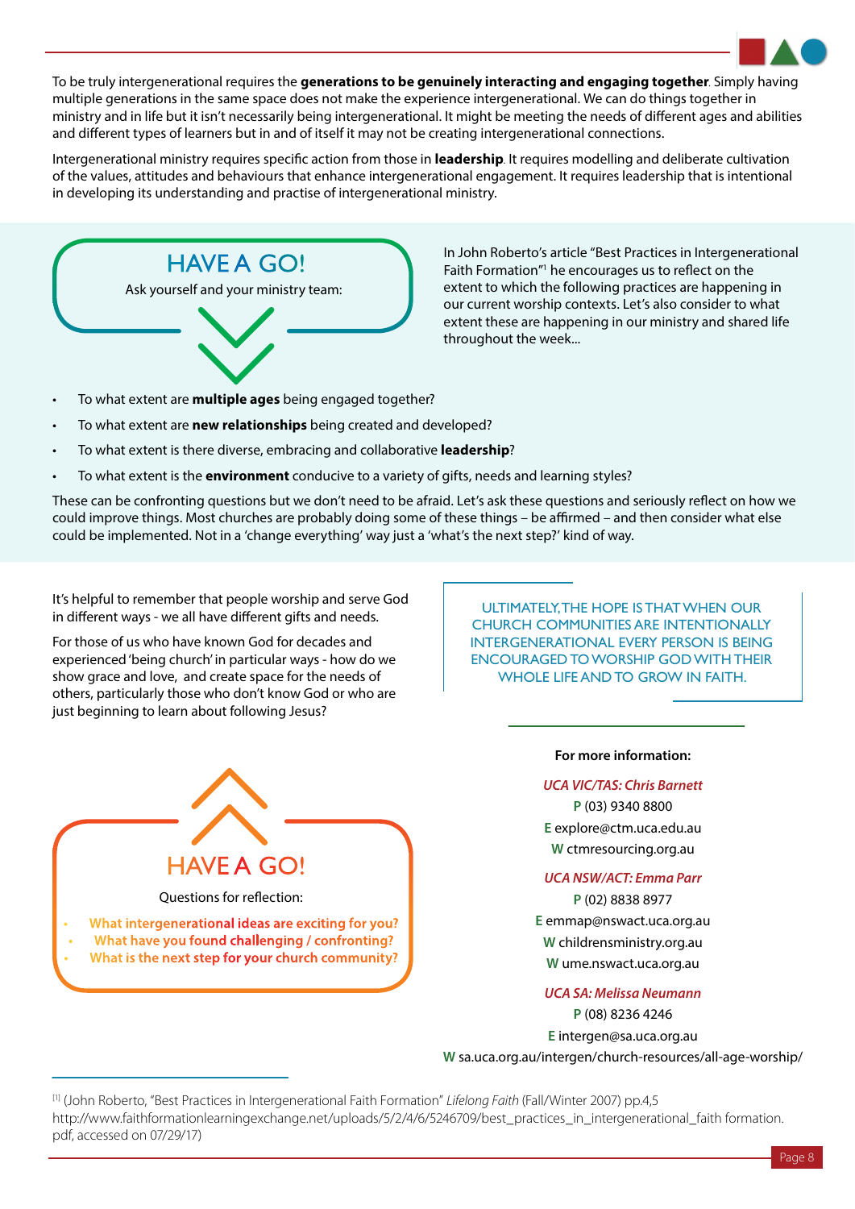To be truly intergenerational requires the **generations to be genuinely interacting and engaging together**. Simply having multiple generations in the same space does not make the experience intergenerational. We can do things together in ministry and in life but it isn't necessarily being intergenerational. It might be meeting the needs of different ages and abilities and different types of learners but in and of itself it may not be creating intergenerational connections.

Intergenerational ministry requires specific action from those in **leadership**. It requires modelling and deliberate cultivation of the values, attitudes and behaviours that enhance intergenerational engagement. It requires leadership that is intentional in developing its understanding and practise of intergenerational ministry.

## HAVE A GO!

Ask yourself and your ministry team:

In John Roberto's article "Best Practices in Intergenerational Faith Formation"[1] he encourages us to reflect on the extent to which the following practices are happening in our current worship contexts. Let's also consider to what extent these are happening in our ministry and shared life throughout the week...

- To what extent are **multiple ages** being engaged together?
- To what extent are **new relationships** being created and developed?
- To what extent is there diverse, embracing and collaborative **leadership**?
- To what extent is the **environment** conducive to a variety of gifts, needs and learning styles?

These can be confronting questions but we don't need to be afraid. Let's ask these questions and seriously reflect on how we could improve things. Most churches are probably doing some of these things – be affirmed – and then consider what else could be implemented. Not in a 'change everything' way just a 'what's the next step?' kind of way.

It's helpful to remember that people worship and serve God in different ways - we all have different gifts and needs.

For those of us who have known God for decades and experienced 'being church' in particular ways - how do we show grace and love, and create space for the needs of others, particularly those who don't know God or who are just beginning to learn about following Jesus?

ULTIMATELY, THE HOPE IS THAT WHEN OUR CHURCH COMMUNITIES ARE INTENTIONALLY INTERGENERATIONAL EVERY PERSON IS BEING ENCOURAGED TO WORSHIP GOD WITH THEIR WHOLE LIFE AND TO GROW IN FAITH.

## HAVE A GO!

Questions for reflection:

- **What intergenerational ideas are exciting for you?**
- **What have you found challenging / confronting?**
- **What is the next step for your church community?**

**For more information:**

*UCA VIC/TAS: Chris Barnett*
**P** (03) 9340 8800
**E** explore@ctm.uca.edu.au
**W** ctmresourcing.org.au

*UCA NSW/ACT: Emma Parr*
**P** (02) 8838 8977
**E** emmap@nswact.uca.org.au
**W** childrensministry.org.au
**W** ume.nswact.uca.org.au

*UCA SA: Melissa Neumann*
**P** (08) 8236 4246
**E** intergen@sa.uca.org.au
**W** sa.uca.org.au/intergen/church-resources/all-age-worship/

[1] (John Roberto, "Best Practices in Intergenerational Faith Formation" *Lifelong Faith* (Fall/Winter 2007) pp.4,5 http://www.faithformationlearningexchange.net/uploads/5/2/4/6/5246709/best_practices_in_intergenerational_faith formation.pdf, accessed on 07/29/17)